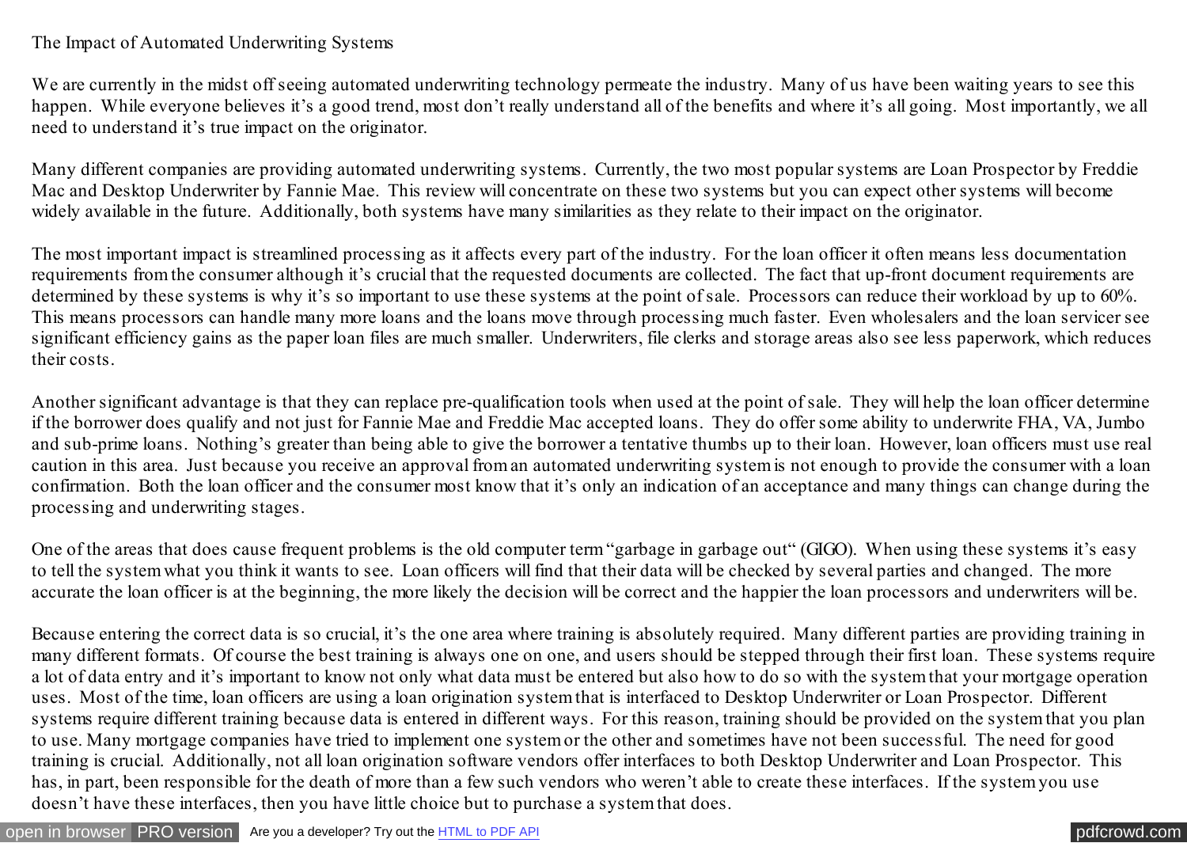# The Impact of Automated Underwriting Systems

We are currently in the midst off seeing automated underwriting technology permeate the industry. Many of us have been waiting years to see this happen. While everyone believes it's a good trend, most don't really understand all of the benefits and where it's all going. Most importantly, we all need to understand it's true impact on the originator.

Many different companies are providing automated underwriting systems. Currently, the two most popular systems are Loan Prospector by Freddie Mac and Desktop Underwriter by Fannie Mae. This review will concentrate on these two systems but you can expect other systems will become widely available in the future. Additionally, both systems have many similarities as they relate to their impact on the originator.

The most important impact is streamlined processing as it affects every part of the industry. For the loan officer it often means less documentation requirements from the consumer although it's crucial that the requested documents are collected. The fact that up-front document requirements are determined by these systems is why it's so important to use these systems at the point of sale. Processors can reduce their workload by up to 60%. This means processors can handle many more loans and the loans move through processing much faster. Even wholesalers and the loan servicer see significant efficiency gains as the paper loan files are much smaller. Underwriters, file clerks and storage areas also see less paperwork, which reduces their costs.

Another significant advantage is that they can replace pre-qualification tools when used at the point of sale. They will help the loan officer determine if the borrower does qualify and not just for Fannie Mae and Freddie Mac accepted loans. They do offer some ability to underwrite FHA, VA, Jumbo and sub-prime loans. Nothing's greater than being able to give the borrower a tentative thumbs up to their loan. However, loan officers must use real caution in this area. Just because you receive an approval from an automated underwriting system is not enough to provide the consumer with a loan confirmation. Both the loan officer and the consumer most know that it's only an indication of an acceptance and many things can change during the processing and underwriting stages.

One of the areas that does cause frequent problems is the old computer term "garbage in garbage out" (GIGO). When using these systems it's easy to tell the system what you think it wants to see. Loan officers will find that their data will be checked by several parties and changed. The more accurate the loan officer is at the beginning, the more likely the decision will be correct and the happier the loan processors and underwriters will be.

Because entering the correct data is so crucial, it's the one area where training is absolutely required. Many different parties are providing training in many different formats. Of course the best training is always one on one, and users should be stepped through their first loan. These systems require a lot of data entry and it's important to know not only what data must be entered but also how to do so with the system that your mortgage operation uses. Most of the time, loan officers are using a loan origination system that is interfaced to Desktop Underwriter or Loan Prospector. Different systems require different training because data is entered in different ways. For this reason, training should be provided on the system that you plan to use. Many mortgage companies have tried to implement one system or the other and sometimes have not been successful. The need for good training is crucial. Additionally, not all loan origination software vendors offer interfaces to both Desktop Underwriter and Loan Prospector. This has, in part, been responsible for the death of more than a few such vendors who weren't able to create these interfaces. If the system you use doesn't have these interfaces, then you have little choice but to purchase a system that does.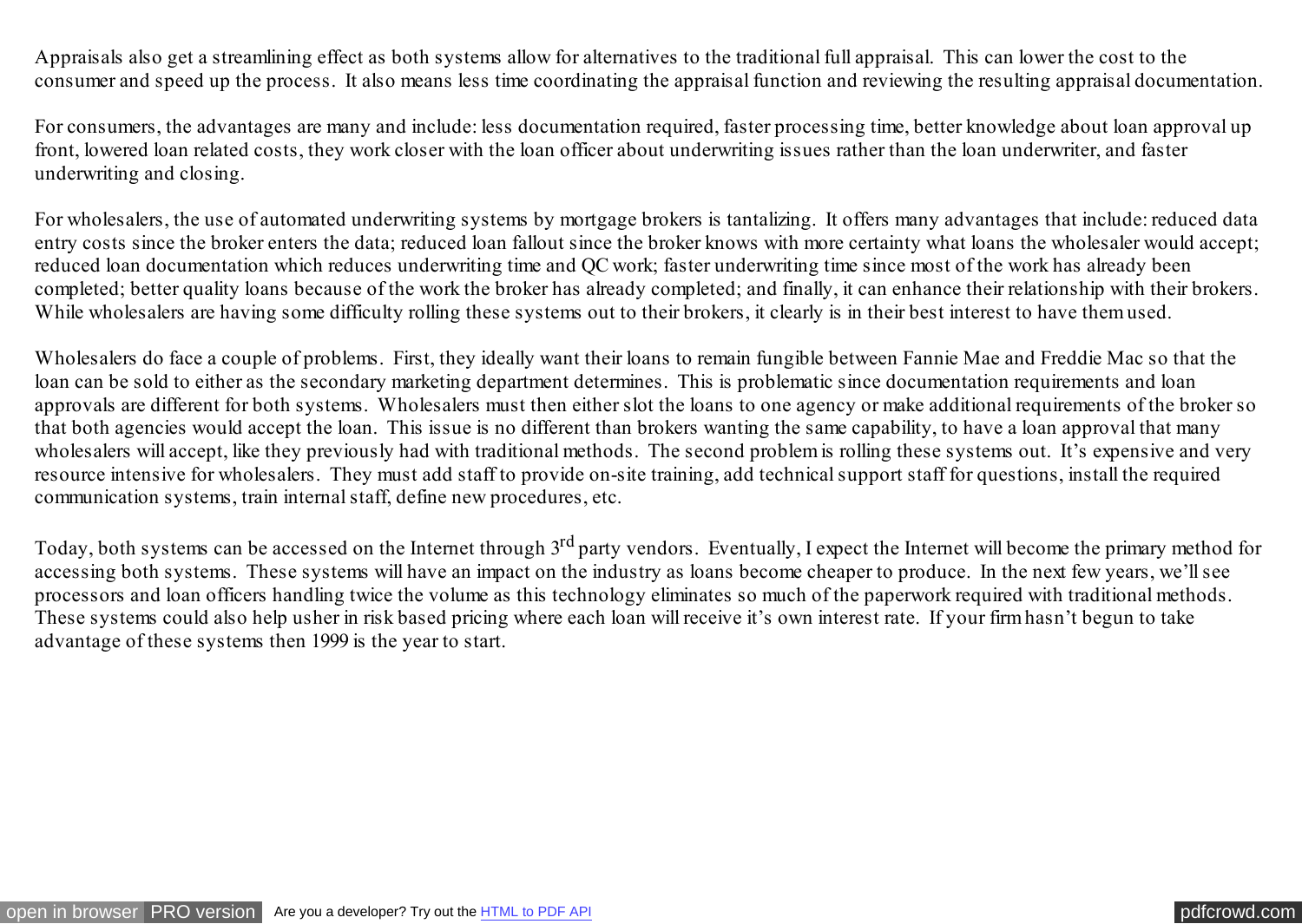Appraisals also get a streamlining effect as both systems allow for alternatives to the traditional full appraisal. This can lower the cost to the consumer and speed up the process. It also means less time coordinating the appraisal function and reviewing the resulting appraisal documentation.

For consumers, the advantages are many and include: less documentation required, faster processing time, better knowledge about loan approval up front, lowered loan related costs, they work closer with the loan officer about underwriting issues rather than the loan underwriter, and faster underwriting and closing.

For wholesalers, the use of automated underwriting systems by mortgage brokers is tantalizing. It offers many advantages that include: reduced data entry costs since the broker enters the data; reduced loan fallout since the broker knows with more certainty what loans the wholesaler would accept; reduced loan documentation which reduces underwriting time and QC work; faster underwriting time since most of the work has already been completed; better quality loans because of the work the broker has already completed; and finally, it can enhance their relationship with their brokers. While wholesalers are having some difficulty rolling these systems out to their brokers, it clearly is in their best interest to have them used.

Wholesalers do face a couple of problems. First, they ideally want their loans to remain fungible between Fannie Mae and Freddie Mac so that the loan can be sold to either as the secondary marketing department determines. This is problematic since documentation requirements and loan approvals are different for both systems. Wholesalers must then either slot the loans to one agency or make additional requirements of the broker so that both agencies would accept the loan. This issue is no different than brokers wanting the same capability, to have a loan approval that many wholesalers will accept, like they previously had with traditional methods. The second problem is rolling these systems out. It's expensive and very resource intensive for wholesalers. They must add staff to provide on-site training, add technical support staff for questions, install the required communication systems, train internal staff, define new procedures, etc.

Today, both systems can be accessed on the Internet through 3rd party vendors. Eventually, I expect the Internet will become the primary method for accessing both systems. These systems will have an impact on the industry as loans become cheaper to produce. In the next few years, we'll see processors and loan officers handling twice the volume as this technology eliminates so much of the paperwork required with traditional methods. These systems could also help usher in risk based pricing where each loan will receive it's own interest rate. If your firm hasn't begun to take advantage of these systems then 1999 is the year to start.